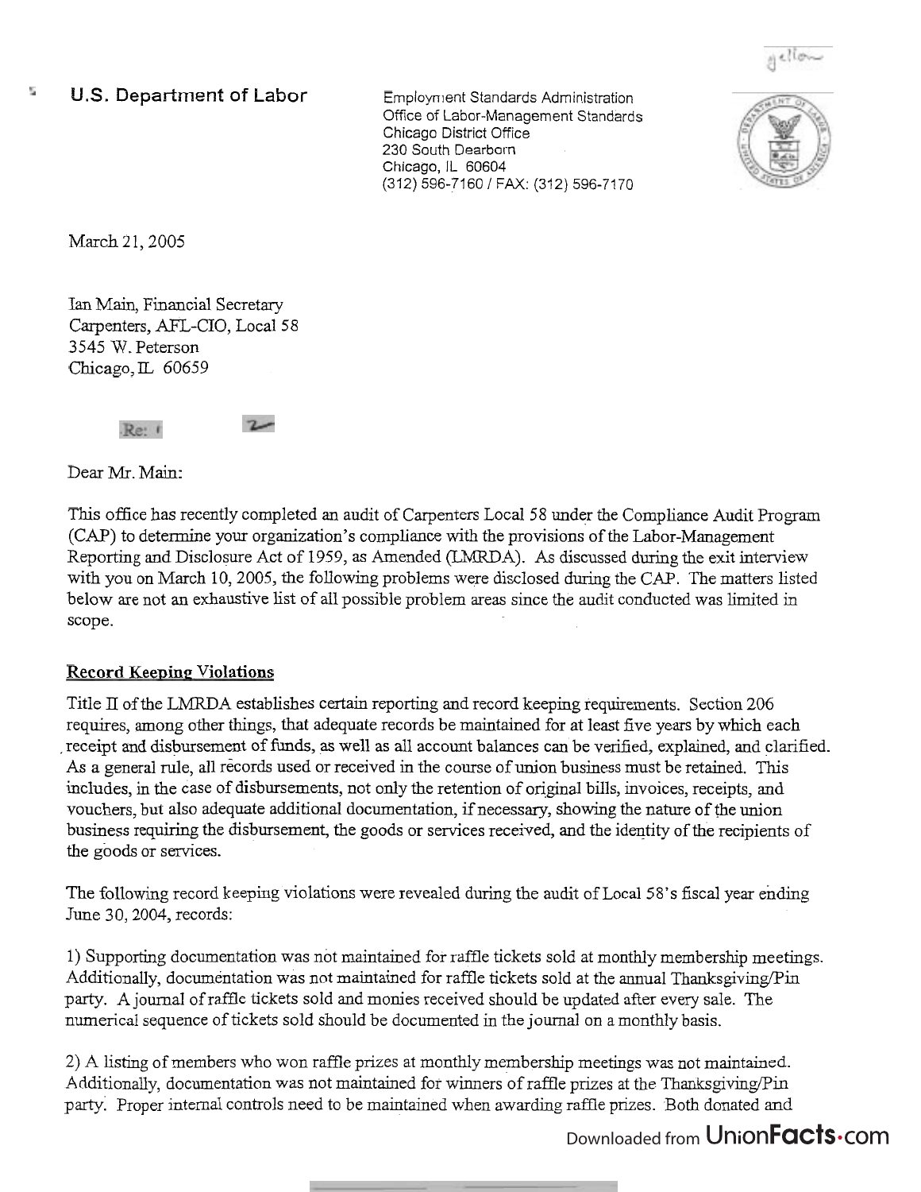**U.S. Department of Labor**

Employment Standards Administration
Office of Labor-Management Standards
Chicago District Office
230 South Dearborn
Chicago, IL 60604
(312) 596-7160 / FAX: (312) 596-7170

March 21, 2005

Ian Main, Financial Secretary
Carpenters, AFL-CIO, Local 58
3545 W. Peterson
Chicago, IL 60659

Re:

Dear Mr. Main:

This office has recently completed an audit of Carpenters Local 58 under the Compliance Audit Program (CAP) to determine your organization's compliance with the provisions of the Labor-Management Reporting and Disclosure Act of 1959, as Amended (LMRDA). As discussed during the exit interview with you on March 10, 2005, the following problems were disclosed during the CAP. The matters listed below are not an exhaustive list of all possible problem areas since the audit conducted was limited in scope.

**Record Keeping Violations**

Title II of the LMRDA establishes certain reporting and record keeping requirements. Section 206 requires, among other things, that adequate records be maintained for at least five years by which each receipt and disbursement of funds, as well as all account balances can be verified, explained, and clarified. As a general rule, all records used or received in the course of union business must be retained. This includes, in the case of disbursements, not only the retention of original bills, invoices, receipts, and vouchers, but also adequate additional documentation, if necessary, showing the nature of the union business requiring the disbursement, the goods or services received, and the identity of the recipients of the goods or services.

The following record keeping violations were revealed during the audit of Local 58's fiscal year ending June 30, 2004, records:

1) Supporting documentation was not maintained for raffle tickets sold at monthly membership meetings. Additionally, documentation was not maintained for raffle tickets sold at the annual Thanksgiving/Pin party. A journal of raffle tickets sold and monies received should be updated after every sale. The numerical sequence of tickets sold should be documented in the journal on a monthly basis.

2) A listing of members who won raffle prizes at monthly membership meetings was not maintained. Additionally, documentation was not maintained for winners of raffle prizes at the Thanksgiving/Pin party. Proper internal controls need to be maintained when awarding raffle prizes. Both donated and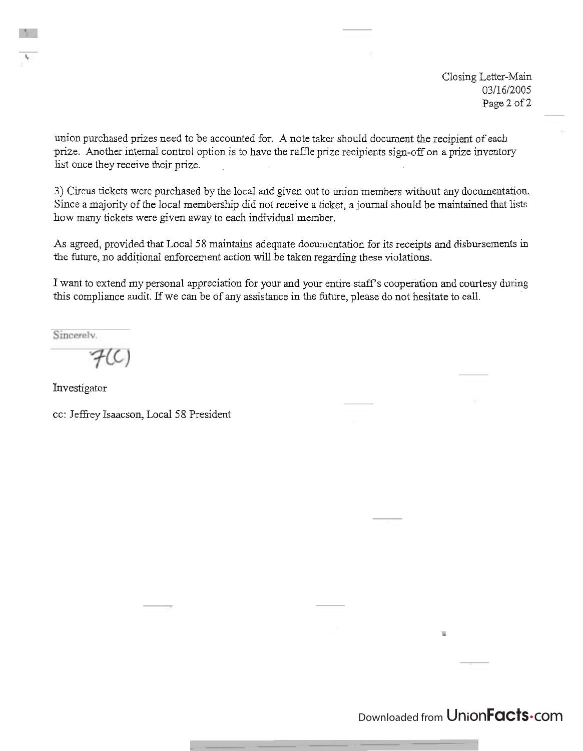union purchased prizes need to be accounted for. A note taker should document the recipient of each prize. Another internal control option is to have the raffle prize recipients sign-off on a prize inventory list once they receive their prize.

3) Circus tickets were purchased by the local and given out to union members without any documentation. Since a majority of the local membership did not receive a ticket, a journal should be maintained that lists how many tickets were given away to each individual member.

As agreed, provided that Local 58 maintains adequate documentation for its receipts and disbursements in the future, no additional enforcement action will be taken regarding these violations.

I want to extend my personal appreciation for your and your entire staff's cooperation and courtesy during this compliance audit. If we can be of any assistance in the future, please do not hesitate to call.

Sincerely,

7(C)

Investigator

cc: Jeffrey Isaacson, Local 58 President